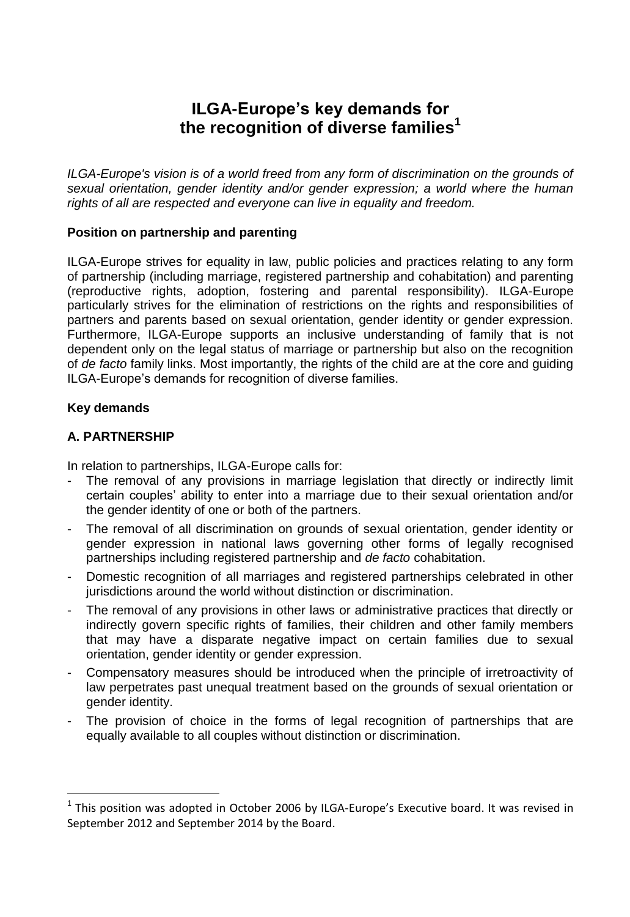# ILGA-Europe's key demands for the recognition of diverse families[1]

*ILGA-Europe's vision is of a world freed from any form of discrimination on the grounds of sexual orientation, gender identity and/or gender expression; a world where the human rights of all are respected and everyone can live in equality and freedom.*

**Position on partnership and parenting**

ILGA-Europe strives for equality in law, public policies and practices relating to any form of partnership (including marriage, registered partnership and cohabitation) and parenting (reproductive rights, adoption, fostering and parental responsibility). ILGA-Europe particularly strives for the elimination of restrictions on the rights and responsibilities of partners and parents based on sexual orientation, gender identity or gender expression. Furthermore, ILGA-Europe supports an inclusive understanding of family that is not dependent only on the legal status of marriage or partnership but also on the recognition of *de facto* family links. Most importantly, the rights of the child are at the core and guiding ILGA-Europe's demands for recognition of diverse families.

**Key demands**

**A. PARTNERSHIP**

In relation to partnerships, ILGA-Europe calls for:

- The removal of any provisions in marriage legislation that directly or indirectly limit certain couples' ability to enter into a marriage due to their sexual orientation and/or the gender identity of one or both of the partners.
- The removal of all discrimination on grounds of sexual orientation, gender identity or gender expression in national laws governing other forms of legally recognised partnerships including registered partnership and *de facto* cohabitation.
- Domestic recognition of all marriages and registered partnerships celebrated in other jurisdictions around the world without distinction or discrimination.
- The removal of any provisions in other laws or administrative practices that directly or indirectly govern specific rights of families, their children and other family members that may have a disparate negative impact on certain families due to sexual orientation, gender identity or gender expression.
- Compensatory measures should be introduced when the principle of irretroactivity of law perpetrates past unequal treatment based on the grounds of sexual orientation or gender identity.
- The provision of choice in the forms of legal recognition of partnerships that are equally available to all couples without distinction or discrimination.

[1] This position was adopted in October 2006 by ILGA-Europe's Executive board. It was revised in September 2012 and September 2014 by the Board.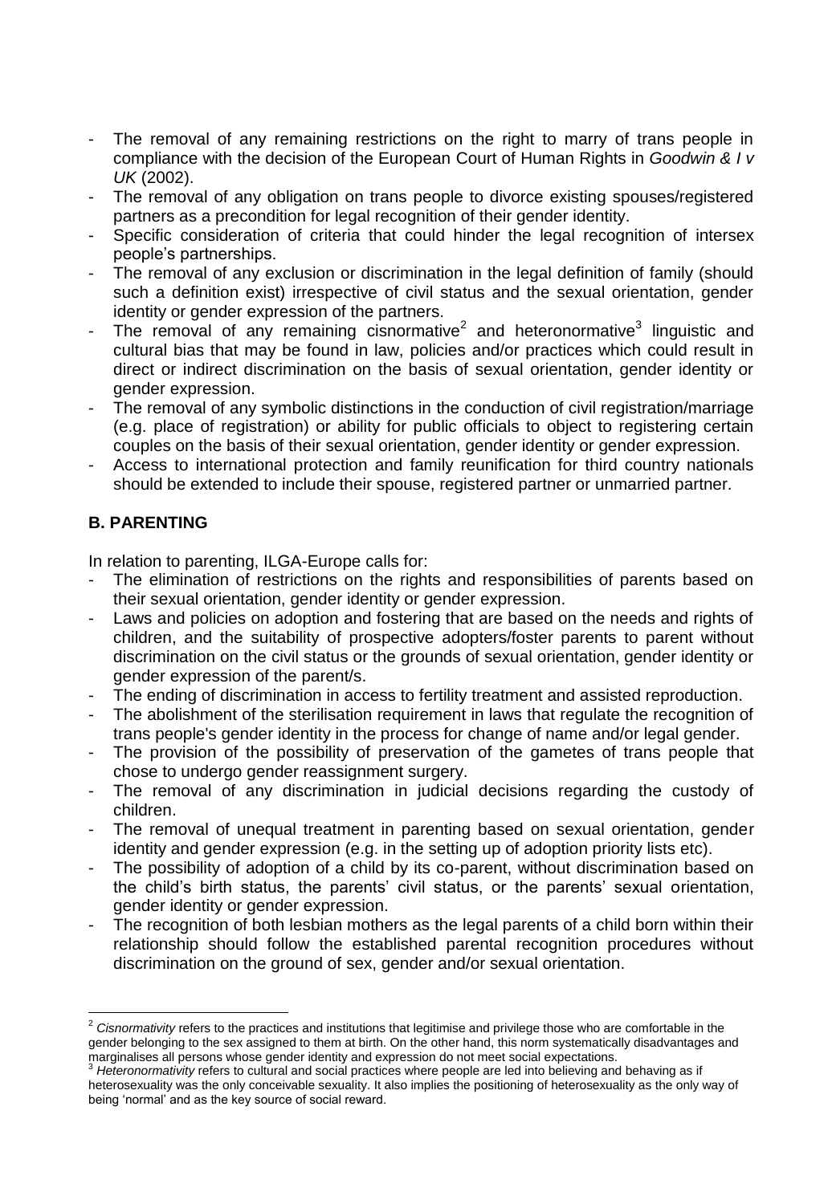- The removal of any remaining restrictions on the right to marry of trans people in compliance with the decision of the European Court of Human Rights in *Goodwin & I v UK* (2002).
- The removal of any obligation on trans people to divorce existing spouses/registered partners as a precondition for legal recognition of their gender identity.
- Specific consideration of criteria that could hinder the legal recognition of intersex people's partnerships.
- The removal of any exclusion or discrimination in the legal definition of family (should such a definition exist) irrespective of civil status and the sexual orientation, gender identity or gender expression of the partners.
- The removal of any remaining cisnormative[2] and heteronormative[3] linguistic and cultural bias that may be found in law, policies and/or practices which could result in direct or indirect discrimination on the basis of sexual orientation, gender identity or gender expression.
- The removal of any symbolic distinctions in the conduction of civil registration/marriage (e.g. place of registration) or ability for public officials to object to registering certain couples on the basis of their sexual orientation, gender identity or gender expression.
- Access to international protection and family reunification for third country nationals should be extended to include their spouse, registered partner or unmarried partner.

## B. PARENTING

In relation to parenting, ILGA-Europe calls for:

- The elimination of restrictions on the rights and responsibilities of parents based on their sexual orientation, gender identity or gender expression.
- Laws and policies on adoption and fostering that are based on the needs and rights of children, and the suitability of prospective adopters/foster parents to parent without discrimination on the civil status or the grounds of sexual orientation, gender identity or gender expression of the parent/s.
- The ending of discrimination in access to fertility treatment and assisted reproduction.
- The abolishment of the sterilisation requirement in laws that regulate the recognition of trans people's gender identity in the process for change of name and/or legal gender.
- The provision of the possibility of preservation of the gametes of trans people that chose to undergo gender reassignment surgery.
- The removal of any discrimination in judicial decisions regarding the custody of children.
- The removal of unequal treatment in parenting based on sexual orientation, gender identity and gender expression (e.g. in the setting up of adoption priority lists etc).
- The possibility of adoption of a child by its co-parent, without discrimination based on the child's birth status, the parents' civil status, or the parents' sexual orientation, gender identity or gender expression.
- The recognition of both lesbian mothers as the legal parents of a child born within their relationship should follow the established parental recognition procedures without discrimination on the ground of sex, gender and/or sexual orientation.

---

[2] *Cisnormativity* refers to the practices and institutions that legitimise and privilege those who are comfortable in the gender belonging to the sex assigned to them at birth. On the other hand, this norm systematically disadvantages and marginalises all persons whose gender identity and expression do not meet social expectations.

[3] *Heteronormativity* refers to cultural and social practices where people are led into believing and behaving as if heterosexuality was the only conceivable sexuality. It also implies the positioning of heterosexuality as the only way of being 'normal' and as the key source of social reward.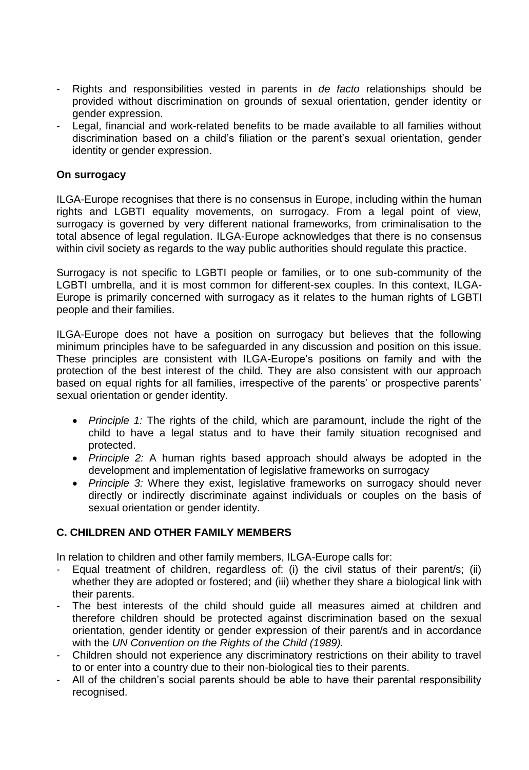- Rights and responsibilities vested in parents in *de facto* relationships should be provided without discrimination on grounds of sexual orientation, gender identity or gender expression.
- Legal, financial and work-related benefits to be made available to all families without discrimination based on a child's filiation or the parent's sexual orientation, gender identity or gender expression.

**On surrogacy**

ILGA-Europe recognises that there is no consensus in Europe, including within the human rights and LGBTI equality movements, on surrogacy. From a legal point of view, surrogacy is governed by very different national frameworks, from criminalisation to the total absence of legal regulation. ILGA-Europe acknowledges that there is no consensus within civil society as regards to the way public authorities should regulate this practice.

Surrogacy is not specific to LGBTI people or families, or to one sub-community of the LGBTI umbrella, and it is most common for different-sex couples. In this context, ILGA-Europe is primarily concerned with surrogacy as it relates to the human rights of LGBTI people and their families.

ILGA-Europe does not have a position on surrogacy but believes that the following minimum principles have to be safeguarded in any discussion and position on this issue. These principles are consistent with ILGA-Europe's positions on family and with the protection of the best interest of the child. They are also consistent with our approach based on equal rights for all families, irrespective of the parents' or prospective parents' sexual orientation or gender identity.

- *Principle 1:* The rights of the child, which are paramount, include the right of the child to have a legal status and to have their family situation recognised and protected.
- *Principle 2:* A human rights based approach should always be adopted in the development and implementation of legislative frameworks on surrogacy
- *Principle 3:* Where they exist, legislative frameworks on surrogacy should never directly or indirectly discriminate against individuals or couples on the basis of sexual orientation or gender identity.

## C. CHILDREN AND OTHER FAMILY MEMBERS

In relation to children and other family members, ILGA-Europe calls for:

- Equal treatment of children, regardless of: (i) the civil status of their parent/s; (ii) whether they are adopted or fostered; and (iii) whether they share a biological link with their parents.
- The best interests of the child should guide all measures aimed at children and therefore children should be protected against discrimination based on the sexual orientation, gender identity or gender expression of their parent/s and in accordance with the *UN Convention on the Rights of the Child (1989).*
- Children should not experience any discriminatory restrictions on their ability to travel to or enter into a country due to their non-biological ties to their parents.
- All of the children's social parents should be able to have their parental responsibility recognised.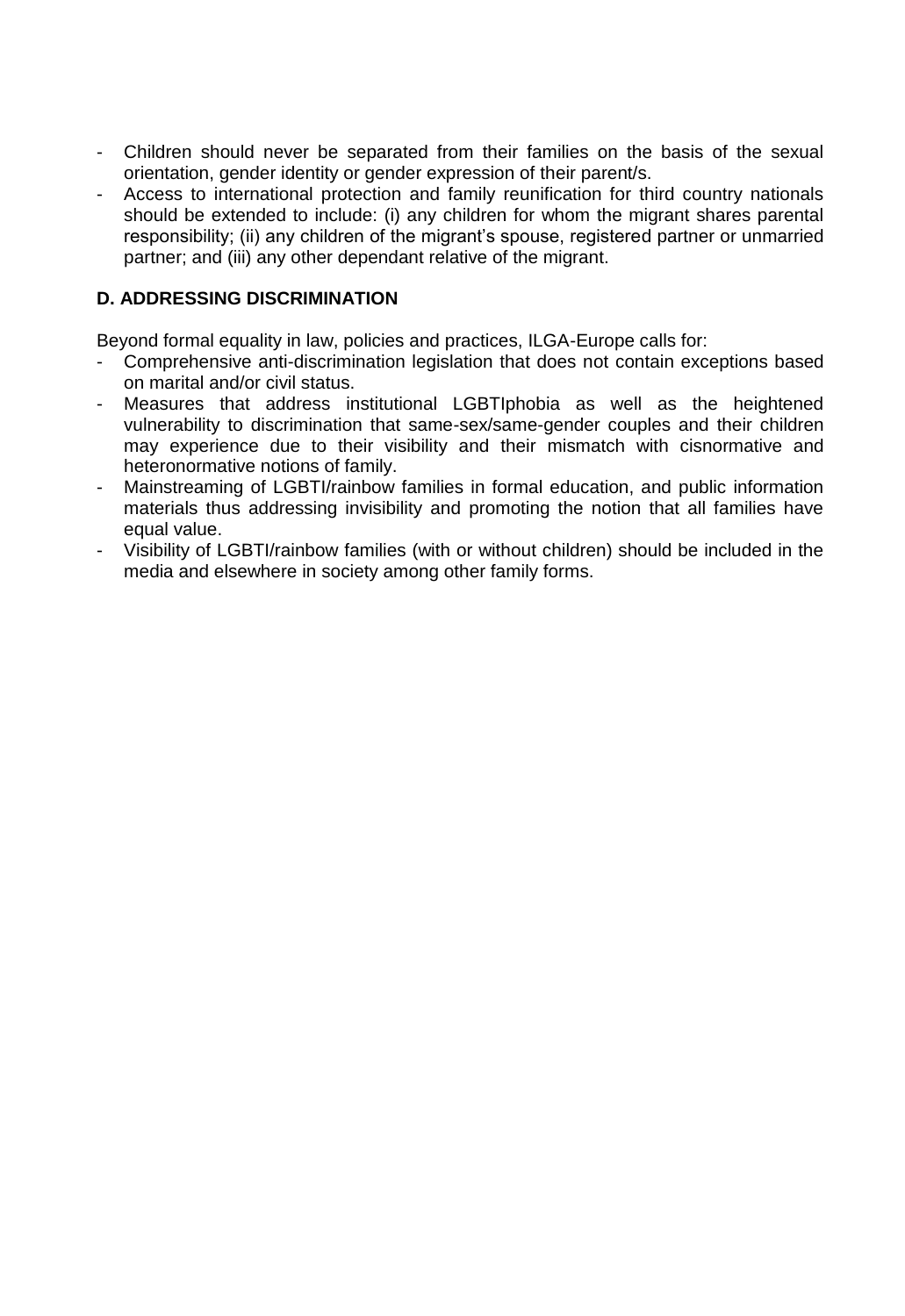- Children should never be separated from their families on the basis of the sexual orientation, gender identity or gender expression of their parent/s.
- Access to international protection and family reunification for third country nationals should be extended to include: (i) any children for whom the migrant shares parental responsibility; (ii) any children of the migrant's spouse, registered partner or unmarried partner; and (iii) any other dependant relative of the migrant.

**D. ADDRESSING DISCRIMINATION**

Beyond formal equality in law, policies and practices, ILGA-Europe calls for:

- Comprehensive anti-discrimination legislation that does not contain exceptions based on marital and/or civil status.
- Measures that address institutional LGBTIphobia as well as the heightened vulnerability to discrimination that same-sex/same-gender couples and their children may experience due to their visibility and their mismatch with cisnormative and heteronormative notions of family.
- Mainstreaming of LGBTI/rainbow families in formal education, and public information materials thus addressing invisibility and promoting the notion that all families have equal value.
- Visibility of LGBTI/rainbow families (with or without children) should be included in the media and elsewhere in society among other family forms.